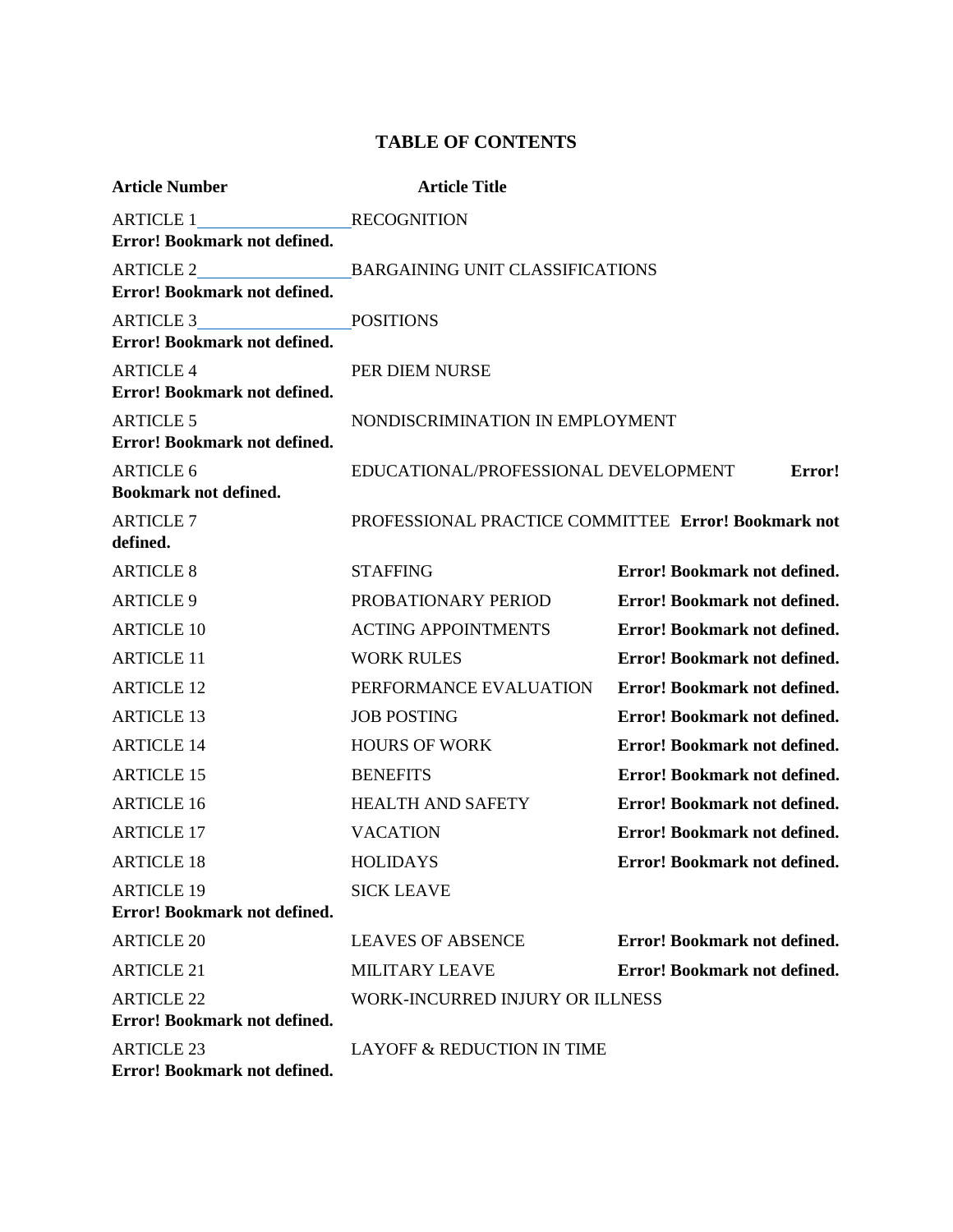# TABLE OF CONTENTS

| Article Number | Article Title | |
|---|---|---|
| ARTICLE 1 | RECOGNITION | **Error! Bookmark not defined.** |
| ARTICLE 2 | BARGAINING UNIT CLASSIFICATIONS | **Error! Bookmark not defined.** |
| ARTICLE 3 | POSITIONS | **Error! Bookmark not defined.** |
| ARTICLE 4 | PER DIEM NURSE | **Error! Bookmark not defined.** |
| ARTICLE 5 | NONDISCRIMINATION IN EMPLOYMENT | **Error! Bookmark not defined.** |
| ARTICLE 6 | EDUCATIONAL/PROFESSIONAL DEVELOPMENT | **Error! Bookmark not defined.** |
| ARTICLE 7 | PROFESSIONAL PRACTICE COMMITTEE | **Error! Bookmark not defined.** |
| ARTICLE 8 | STAFFING | **Error! Bookmark not defined.** |
| ARTICLE 9 | PROBATIONARY PERIOD | **Error! Bookmark not defined.** |
| ARTICLE 10 | ACTING APPOINTMENTS | **Error! Bookmark not defined.** |
| ARTICLE 11 | WORK RULES | **Error! Bookmark not defined.** |
| ARTICLE 12 | PERFORMANCE EVALUATION | **Error! Bookmark not defined.** |
| ARTICLE 13 | JOB POSTING | **Error! Bookmark not defined.** |
| ARTICLE 14 | HOURS OF WORK | **Error! Bookmark not defined.** |
| ARTICLE 15 | BENEFITS | **Error! Bookmark not defined.** |
| ARTICLE 16 | HEALTH AND SAFETY | **Error! Bookmark not defined.** |
| ARTICLE 17 | VACATION | **Error! Bookmark not defined.** |
| ARTICLE 18 | HOLIDAYS | **Error! Bookmark not defined.** |
| ARTICLE 19 | SICK LEAVE | **Error! Bookmark not defined.** |
| ARTICLE 20 | LEAVES OF ABSENCE | **Error! Bookmark not defined.** |
| ARTICLE 21 | MILITARY LEAVE | **Error! Bookmark not defined.** |
| ARTICLE 22 | WORK-INCURRED INJURY OR ILLNESS | **Error! Bookmark not defined.** |
| ARTICLE 23 | LAYOFF & REDUCTION IN TIME | **Error! Bookmark not defined.** |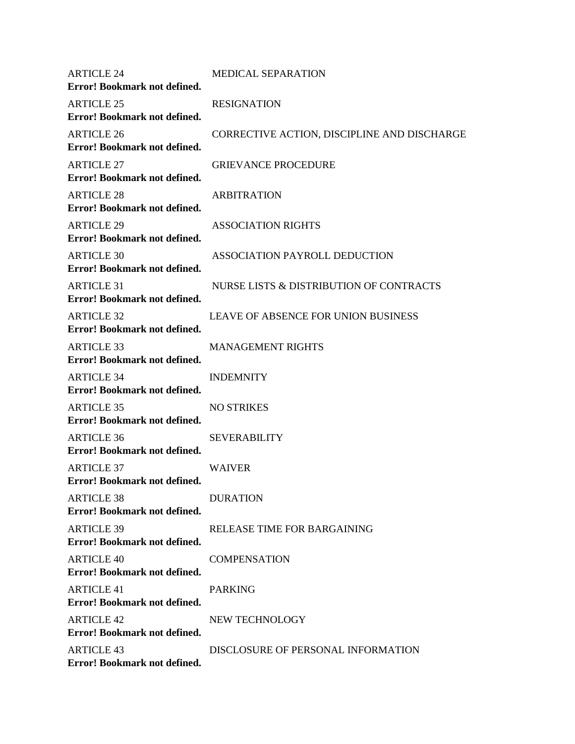ARTICLE 24 MEDICAL SEPARATION
**Error! Bookmark not defined.**

ARTICLE 25 RESIGNATION
**Error! Bookmark not defined.**

ARTICLE 26 CORRECTIVE ACTION, DISCIPLINE AND DISCHARGE
**Error! Bookmark not defined.**

ARTICLE 27 GRIEVANCE PROCEDURE
**Error! Bookmark not defined.**

ARTICLE 28 ARBITRATION
**Error! Bookmark not defined.**

ARTICLE 29 ASSOCIATION RIGHTS
**Error! Bookmark not defined.**

ARTICLE 30 ASSOCIATION PAYROLL DEDUCTION
**Error! Bookmark not defined.**

ARTICLE 31 NURSE LISTS & DISTRIBUTION OF CONTRACTS
**Error! Bookmark not defined.**

ARTICLE 32 LEAVE OF ABSENCE FOR UNION BUSINESS
**Error! Bookmark not defined.**

ARTICLE 33 MANAGEMENT RIGHTS
**Error! Bookmark not defined.**

ARTICLE 34 INDEMNITY
**Error! Bookmark not defined.**

ARTICLE 35 NO STRIKES
**Error! Bookmark not defined.**

ARTICLE 36 SEVERABILITY
**Error! Bookmark not defined.**

ARTICLE 37 WAIVER
**Error! Bookmark not defined.**

ARTICLE 38 DURATION
**Error! Bookmark not defined.**

ARTICLE 39 RELEASE TIME FOR BARGAINING
**Error! Bookmark not defined.**

ARTICLE 40 COMPENSATION
**Error! Bookmark not defined.**

ARTICLE 41 PARKING
**Error! Bookmark not defined.**

ARTICLE 42 NEW TECHNOLOGY
**Error! Bookmark not defined.**

ARTICLE 43 DISCLOSURE OF PERSONAL INFORMATION
**Error! Bookmark not defined.**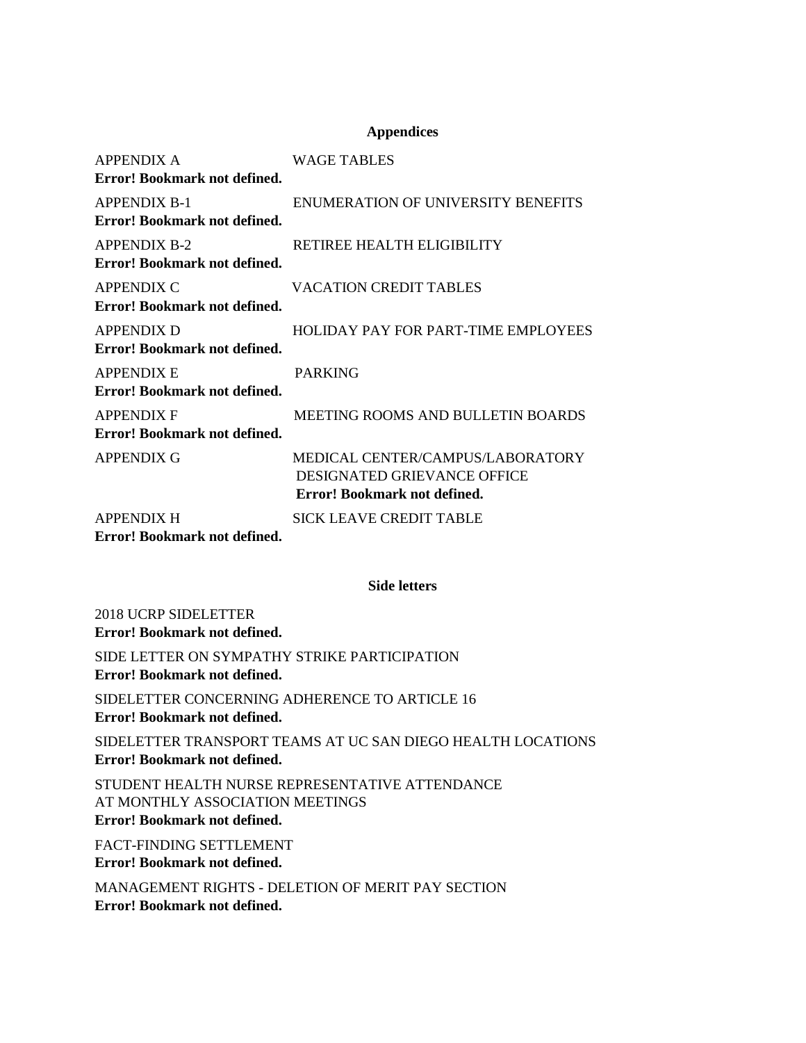**Appendices**

APPENDIX A WAGE TABLES
**Error! Bookmark not defined.**

APPENDIX B-1 ENUMERATION OF UNIVERSITY BENEFITS
**Error! Bookmark not defined.**

APPENDIX B-2 RETIREE HEALTH ELIGIBILITY
**Error! Bookmark not defined.**

APPENDIX C VACATION CREDIT TABLES
**Error! Bookmark not defined.**

APPENDIX D HOLIDAY PAY FOR PART-TIME EMPLOYEES
**Error! Bookmark not defined.**

APPENDIX E PARKING
**Error! Bookmark not defined.**

APPENDIX F MEETING ROOMS AND BULLETIN BOARDS
**Error! Bookmark not defined.**

APPENDIX G MEDICAL CENTER/CAMPUS/LABORATORY DESIGNATED GRIEVANCE OFFICE
**Error! Bookmark not defined.**

APPENDIX H SICK LEAVE CREDIT TABLE
**Error! Bookmark not defined.**

**Side letters**

2018 UCRP SIDELETTER
**Error! Bookmark not defined.**

SIDE LETTER ON SYMPATHY STRIKE PARTICIPATION
**Error! Bookmark not defined.**

SIDELETTER CONCERNING ADHERENCE TO ARTICLE 16
**Error! Bookmark not defined.**

SIDELETTER TRANSPORT TEAMS AT UC SAN DIEGO HEALTH LOCATIONS
**Error! Bookmark not defined.**

STUDENT HEALTH NURSE REPRESENTATIVE ATTENDANCE AT MONTHLY ASSOCIATION MEETINGS
**Error! Bookmark not defined.**

FACT-FINDING SETTLEMENT
**Error! Bookmark not defined.**

MANAGEMENT RIGHTS - DELETION OF MERIT PAY SECTION
**Error! Bookmark not defined.**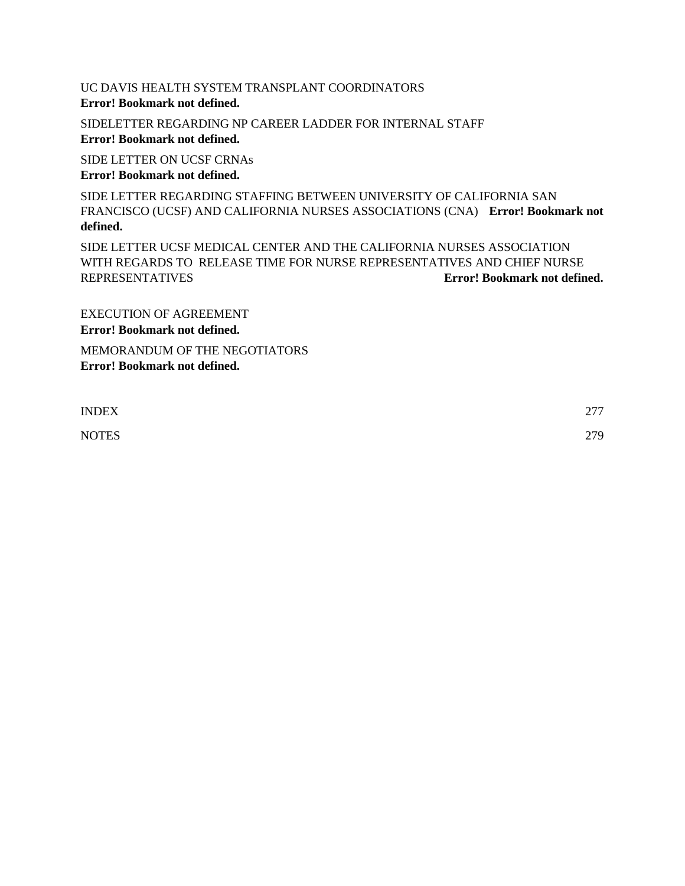UC DAVIS HEALTH SYSTEM TRANSPLANT COORDINATORS **Error! Bookmark not defined.**

SIDELETTER REGARDING NP CAREER LADDER FOR INTERNAL STAFF **Error! Bookmark not defined.**

SIDE LETTER ON UCSF CRNAs **Error! Bookmark not defined.**

SIDE LETTER REGARDING STAFFING BETWEEN UNIVERSITY OF CALIFORNIA SAN FRANCISCO (UCSF) AND CALIFORNIA NURSES ASSOCIATIONS (CNA) **Error! Bookmark not defined.**

SIDE LETTER UCSF MEDICAL CENTER AND THE CALIFORNIA NURSES ASSOCIATION WITH REGARDS TO RELEASE TIME FOR NURSE REPRESENTATIVES AND CHIEF NURSE REPRESENTATIVES **Error! Bookmark not defined.**

EXECUTION OF AGREEMENT **Error! Bookmark not defined.**

MEMORANDUM OF THE NEGOTIATORS **Error! Bookmark not defined.**

INDEX 277

NOTES 279